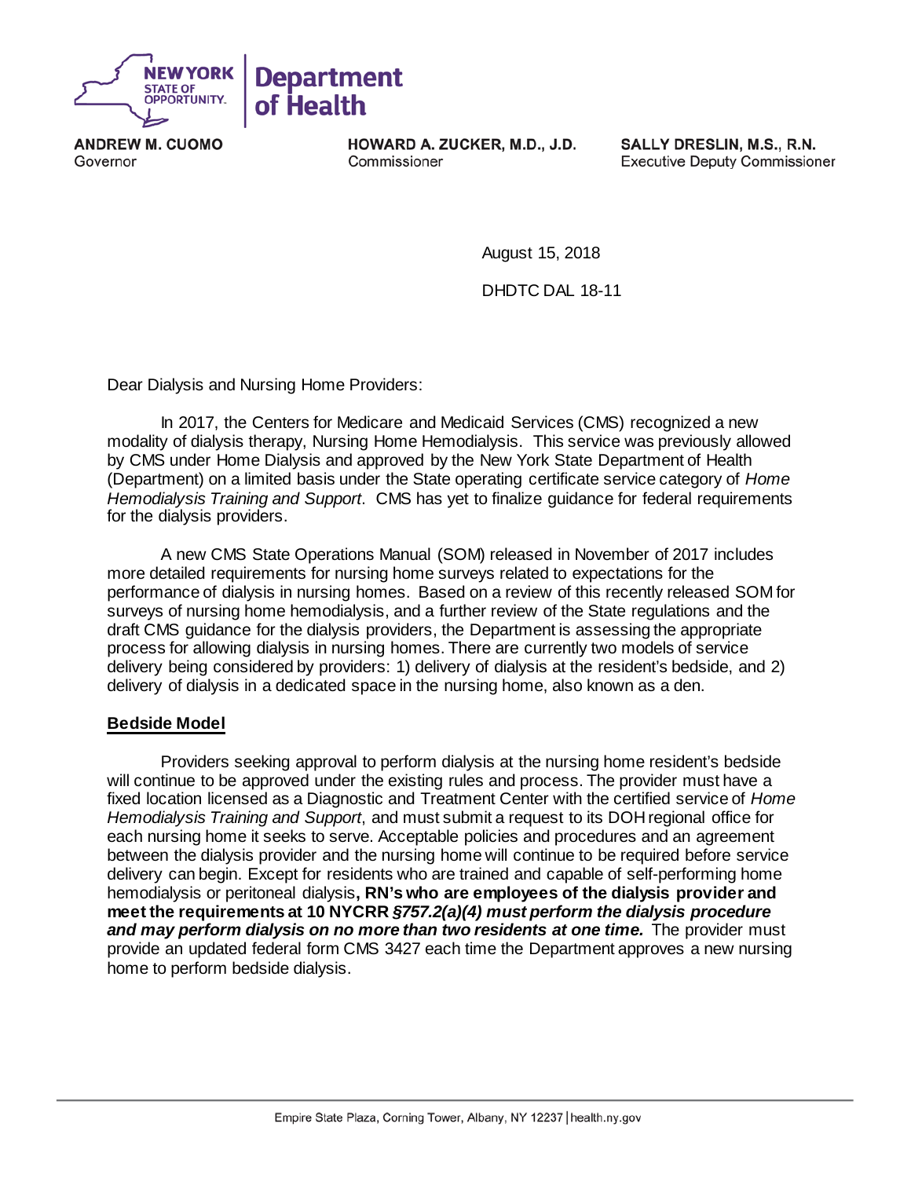**NEW YORK STATE OF OPPORTUNITY.** | **Department of Health**

**ANDREW M. CUOMO**
Governor

**HOWARD A. ZUCKER, M.D., J.D.**
Commissioner

**SALLY DRESLIN, M.S., R.N.**
Executive Deputy Commissioner

August 15, 2018

DHDTC DAL 18-11

Dear Dialysis and Nursing Home Providers:

In 2017, the Centers for Medicare and Medicaid Services (CMS) recognized a new modality of dialysis therapy, Nursing Home Hemodialysis. This service was previously allowed by CMS under Home Dialysis and approved by the New York State Department of Health (Department) on a limited basis under the State operating certificate service category of *Home Hemodialysis Training and Support*. CMS has yet to finalize guidance for federal requirements for the dialysis providers.

A new CMS State Operations Manual (SOM) released in November of 2017 includes more detailed requirements for nursing home surveys related to expectations for the performance of dialysis in nursing homes. Based on a review of this recently released SOM for surveys of nursing home hemodialysis, and a further review of the State regulations and the draft CMS guidance for the dialysis providers, the Department is assessing the appropriate process for allowing dialysis in nursing homes. There are currently two models of service delivery being considered by providers: 1) delivery of dialysis at the resident's bedside, and 2) delivery of dialysis in a dedicated space in the nursing home, also known as a den.

**Bedside Model**

Providers seeking approval to perform dialysis at the nursing home resident's bedside will continue to be approved under the existing rules and process. The provider must have a fixed location licensed as a Diagnostic and Treatment Center with the certified service of *Home Hemodialysis Training and Support*, and must submit a request to its DOH regional office for each nursing home it seeks to serve. Acceptable policies and procedures and an agreement between the dialysis provider and the nursing home will continue to be required before service delivery can begin. Except for residents who are trained and capable of self-performing home hemodialysis or peritoneal dialysis**, RN's who are employees of the dialysis provider and meet the requirements at 10 NYCRR *§757.2(a)(4) must perform the dialysis procedure and may perform dialysis on no more than two residents at one time.*** The provider must provide an updated federal form CMS 3427 each time the Department approves a new nursing home to perform bedside dialysis.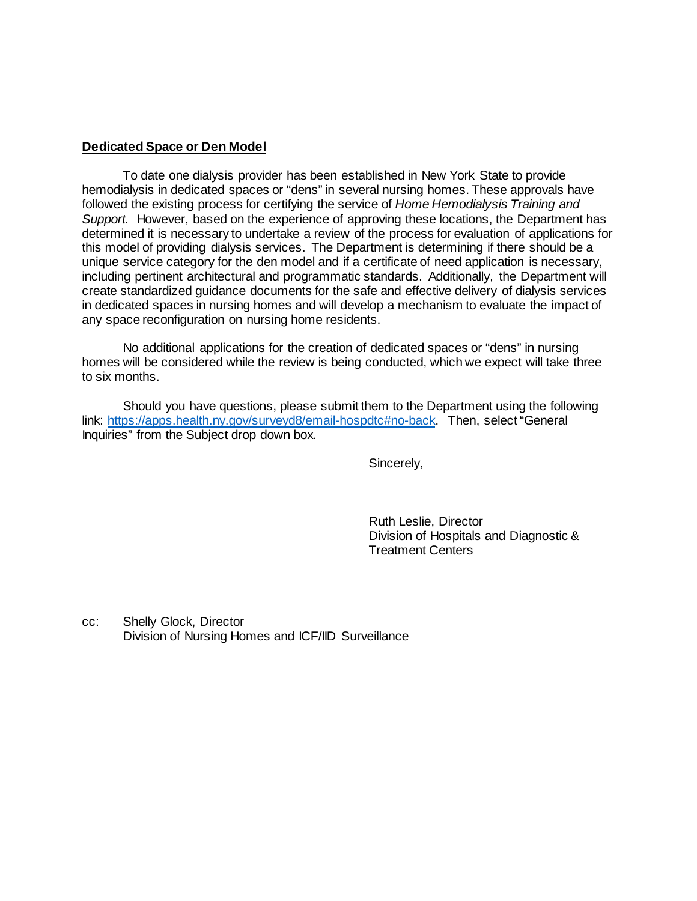**Dedicated Space or Den Model**

To date one dialysis provider has been established in New York State to provide hemodialysis in dedicated spaces or "dens" in several nursing homes. These approvals have followed the existing process for certifying the service of *Home Hemodialysis Training and Support.* However, based on the experience of approving these locations, the Department has determined it is necessary to undertake a review of the process for evaluation of applications for this model of providing dialysis services. The Department is determining if there should be a unique service category for the den model and if a certificate of need application is necessary, including pertinent architectural and programmatic standards. Additionally, the Department will create standardized guidance documents for the safe and effective delivery of dialysis services in dedicated spaces in nursing homes and will develop a mechanism to evaluate the impact of any space reconfiguration on nursing home residents.

No additional applications for the creation of dedicated spaces or "dens" in nursing homes will be considered while the review is being conducted, which we expect will take three to six months.

Should you have questions, please submit them to the Department using the following link: [https://apps.health.ny.gov/surveyd8/email-hospdtc#no-back](https://apps.health.ny.gov/surveyd8/email-hospdtc#no-back). Then, select "General Inquiries" from the Subject drop down box.

Sincerely,

Ruth Leslie, Director
Division of Hospitals and Diagnostic & Treatment Centers

cc: Shelly Glock, Director
Division of Nursing Homes and ICF/IID Surveillance